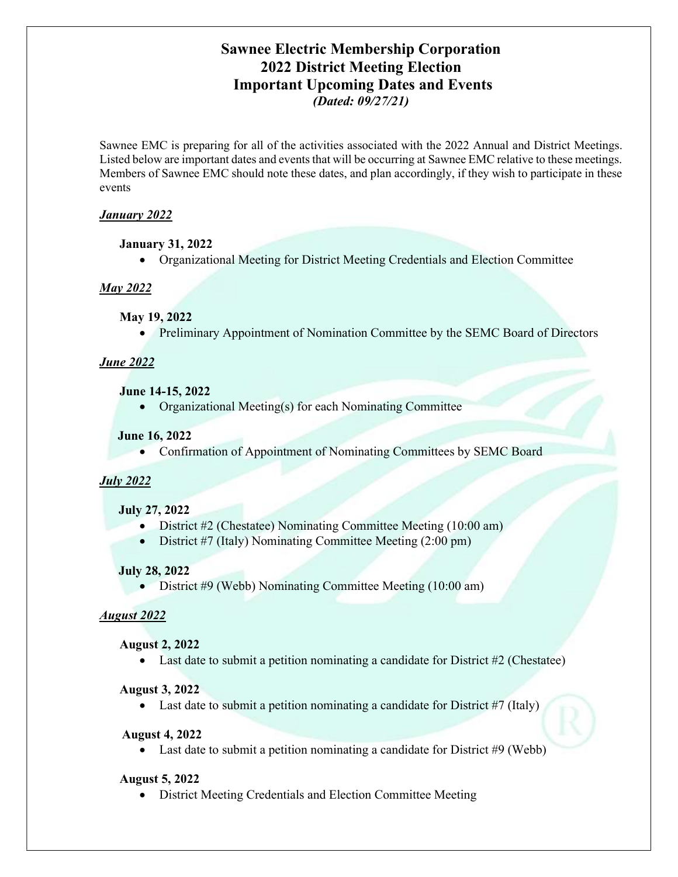# Sawnee Electric Membership Corporation
# 2022 District Meeting Election
# Important Upcoming Dates and Events

***(Dated: 09/27/21)***

Sawnee EMC is preparing for all of the activities associated with the 2022 Annual and District Meetings. Listed below are important dates and events that will be occurring at Sawnee EMC relative to these meetings. Members of Sawnee EMC should note these dates, and plan accordingly, if they wish to participate in these events

***January 2022***

**January 31, 2022**

- Organizational Meeting for District Meeting Credentials and Election Committee

***May 2022***

**May 19, 2022**

- Preliminary Appointment of Nomination Committee by the SEMC Board of Directors

***June 2022***

**June 14-15, 2022**

- Organizational Meeting(s) for each Nominating Committee

**June 16, 2022**

- Confirmation of Appointment of Nominating Committees by SEMC Board

***July 2022***

**July 27, 2022**

- District #2 (Chestatee) Nominating Committee Meeting (10:00 am)
- District #7 (Italy) Nominating Committee Meeting (2:00 pm)

**July 28, 2022**

- District #9 (Webb) Nominating Committee Meeting (10:00 am)

***August 2022***

**August 2, 2022**

- Last date to submit a petition nominating a candidate for District #2 (Chestatee)

**August 3, 2022**

- Last date to submit a petition nominating a candidate for District #7 (Italy)

**August 4, 2022**

- Last date to submit a petition nominating a candidate for District #9 (Webb)

**August 5, 2022**

- District Meeting Credentials and Election Committee Meeting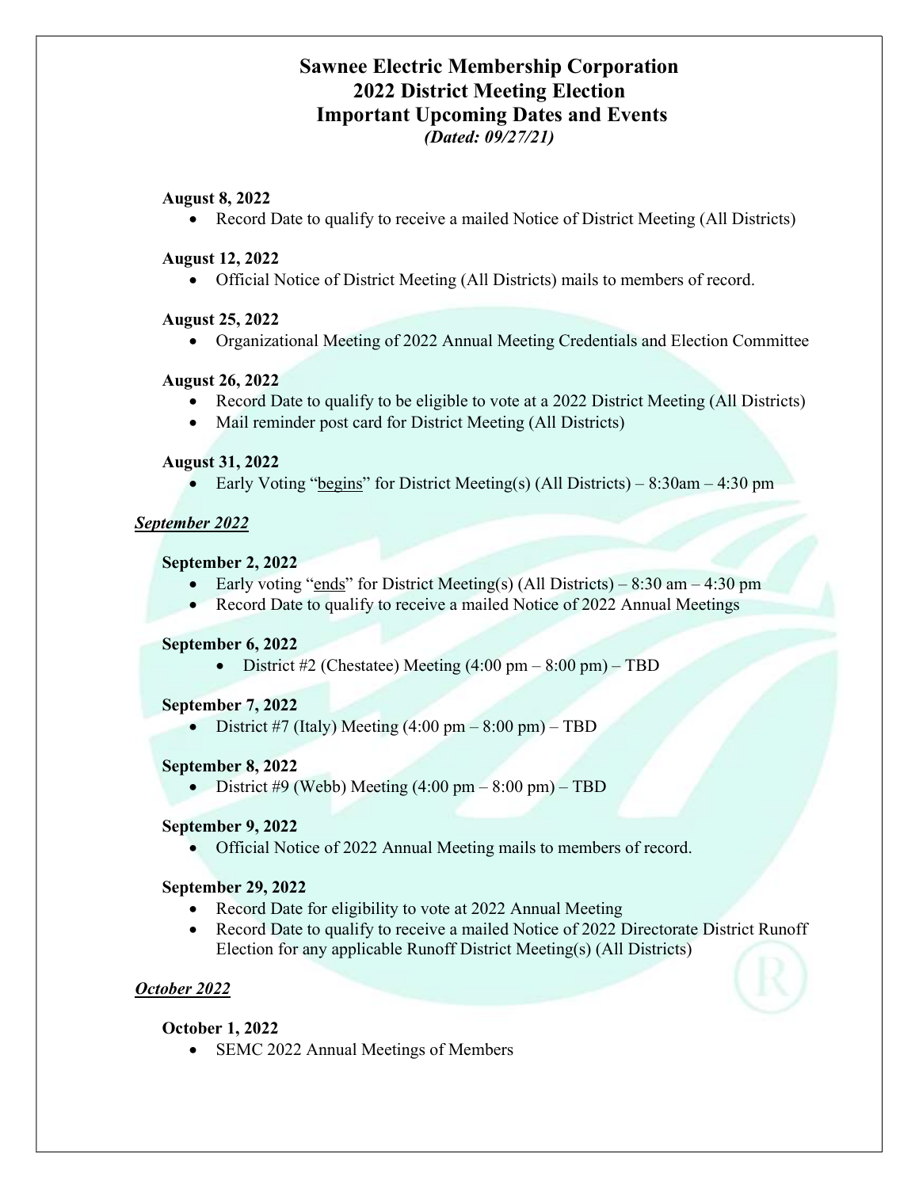# Sawnee Electric Membership Corporation
# 2022 District Meeting Election
# Important Upcoming Dates and Events

***(Dated: 09/27/21)***

**August 8, 2022**

- Record Date to qualify to receive a mailed Notice of District Meeting (All Districts)

**August 12, 2022**

- Official Notice of District Meeting (All Districts) mails to members of record.

**August 25, 2022**

- Organizational Meeting of 2022 Annual Meeting Credentials and Election Committee

**August 26, 2022**

- Record Date to qualify to be eligible to vote at a 2022 District Meeting (All Districts)
- Mail reminder post card for District Meeting (All Districts)

**August 31, 2022**

- Early Voting "begins" for District Meeting(s) (All Districts) – 8:30am – 4:30 pm

***September 2022***

**September 2, 2022**

- Early voting "ends" for District Meeting(s) (All Districts) – 8:30 am – 4:30 pm
- Record Date to qualify to receive a mailed Notice of 2022 Annual Meetings

**September 6, 2022**

- District #2 (Chestatee) Meeting (4:00 pm – 8:00 pm) – TBD

**September 7, 2022**

- District #7 (Italy) Meeting (4:00 pm – 8:00 pm) – TBD

**September 8, 2022**

- District #9 (Webb) Meeting (4:00 pm – 8:00 pm) – TBD

**September 9, 2022**

- Official Notice of 2022 Annual Meeting mails to members of record.

**September 29, 2022**

- Record Date for eligibility to vote at 2022 Annual Meeting
- Record Date to qualify to receive a mailed Notice of 2022 Directorate District Runoff Election for any applicable Runoff District Meeting(s) (All Districts)

***October 2022***

**October 1, 2022**

- SEMC 2022 Annual Meetings of Members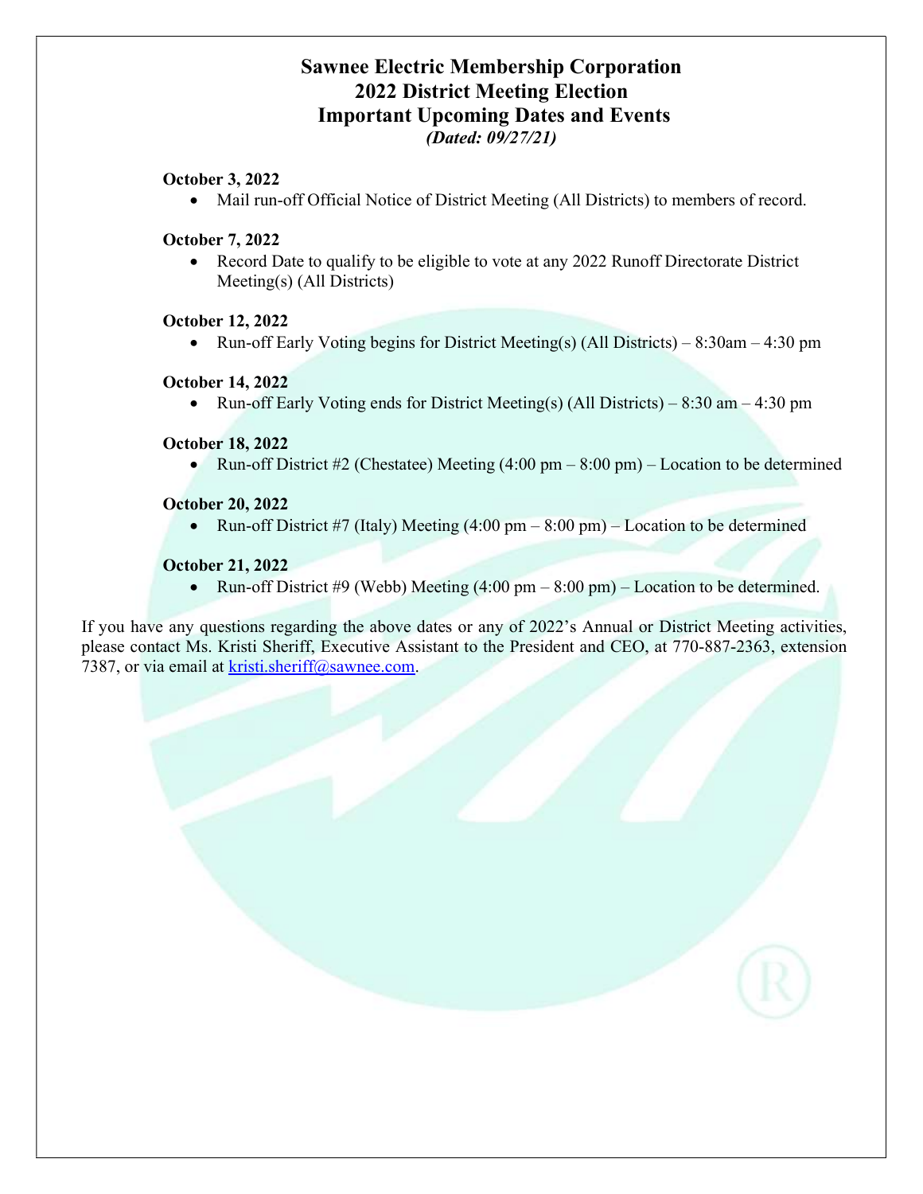# Sawnee Electric Membership Corporation
# 2022 District Meeting Election
# Important Upcoming Dates and Events

***(Dated: 09/27/21)***

**October 3, 2022**

- Mail run-off Official Notice of District Meeting (All Districts) to members of record.

**October 7, 2022**

- Record Date to qualify to be eligible to vote at any 2022 Runoff Directorate District Meeting(s) (All Districts)

**October 12, 2022**

- Run-off Early Voting begins for District Meeting(s) (All Districts) – 8:30am – 4:30 pm

**October 14, 2022**

- Run-off Early Voting ends for District Meeting(s) (All Districts) – 8:30 am – 4:30 pm

**October 18, 2022**

- Run-off District #2 (Chestatee) Meeting (4:00 pm – 8:00 pm) – Location to be determined

**October 20, 2022**

- Run-off District #7 (Italy) Meeting (4:00 pm – 8:00 pm) – Location to be determined

**October 21, 2022**

- Run-off District #9 (Webb) Meeting (4:00 pm – 8:00 pm) – Location to be determined.

If you have any questions regarding the above dates or any of 2022's Annual or District Meeting activities, please contact Ms. Kristi Sheriff, Executive Assistant to the President and CEO, at 770-887-2363, extension 7387, or via email at kristi.sheriff@sawnee.com.